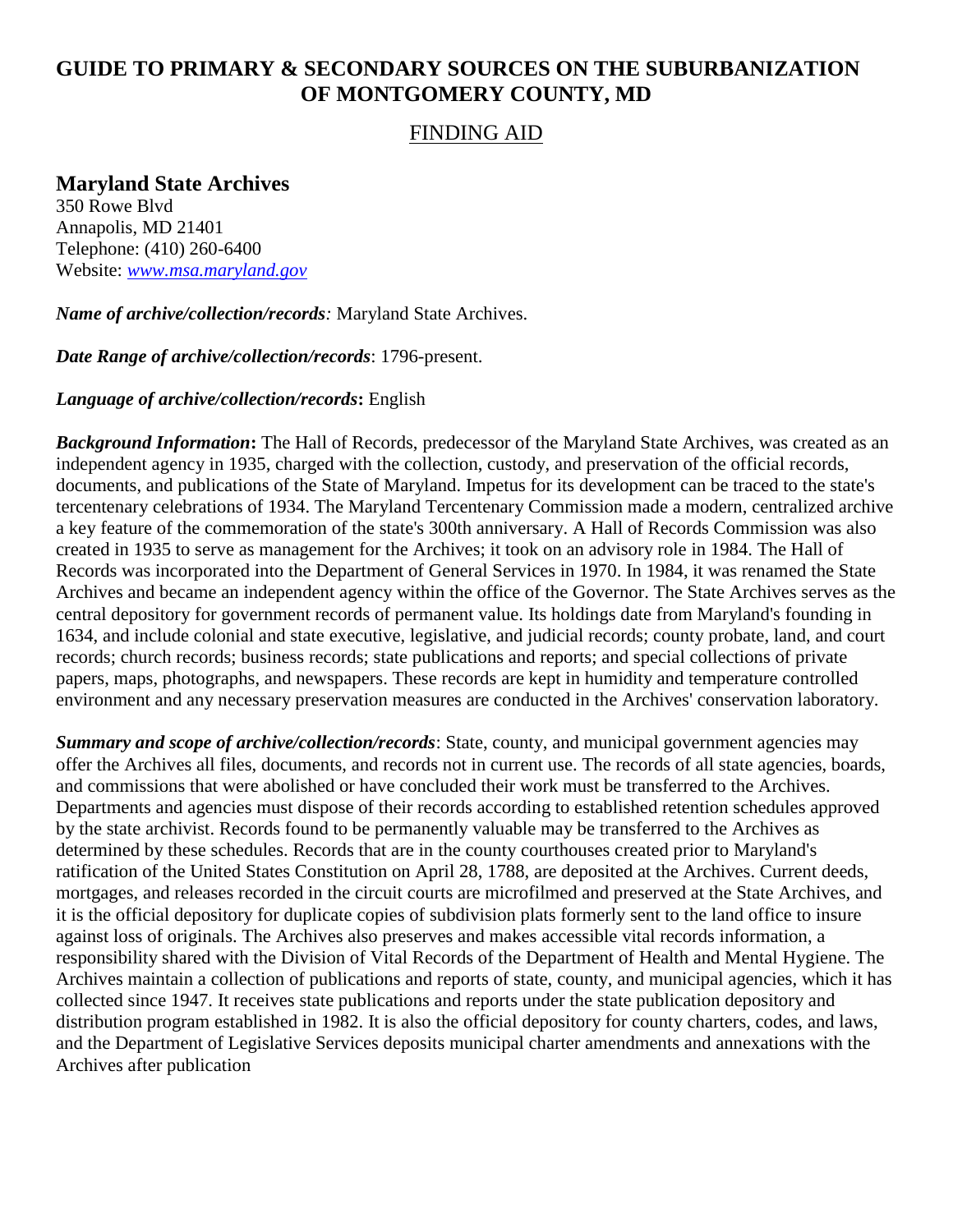# GUIDE TO PRIMARY & SECONDARY SOURCES ON THE SUBURBANIZATION OF MONTGOMERY COUNTY, MD

## FINDING AID

### Maryland State Archives

350 Rowe Blvd
Annapolis, MD 21401
Telephone: (410) 260-6400
Website: [www.msa.maryland.gov](www.msa.maryland.gov)

***Name of archive/collection/records:*** Maryland State Archives.

***Date Range of archive/collection/records***: 1796-present.

***Language of archive/collection/records*****:** English

***Background Information*****:** The Hall of Records, predecessor of the Maryland State Archives, was created as an independent agency in 1935, charged with the collection, custody, and preservation of the official records, documents, and publications of the State of Maryland. Impetus for its development can be traced to the state's tercentenary celebrations of 1934. The Maryland Tercentenary Commission made a modern, centralized archive a key feature of the commemoration of the state's 300th anniversary. A Hall of Records Commission was also created in 1935 to serve as management for the Archives; it took on an advisory role in 1984. The Hall of Records was incorporated into the Department of General Services in 1970. In 1984, it was renamed the State Archives and became an independent agency within the office of the Governor. The State Archives serves as the central depository for government records of permanent value. Its holdings date from Maryland's founding in 1634, and include colonial and state executive, legislative, and judicial records; county probate, land, and court records; church records; business records; state publications and reports; and special collections of private papers, maps, photographs, and newspapers. These records are kept in humidity and temperature controlled environment and any necessary preservation measures are conducted in the Archives' conservation laboratory.

***Summary and scope of archive/collection/records***: State, county, and municipal government agencies may offer the Archives all files, documents, and records not in current use. The records of all state agencies, boards, and commissions that were abolished or have concluded their work must be transferred to the Archives. Departments and agencies must dispose of their records according to established retention schedules approved by the state archivist. Records found to be permanently valuable may be transferred to the Archives as determined by these schedules. Records that are in the county courthouses created prior to Maryland's ratification of the United States Constitution on April 28, 1788, are deposited at the Archives. Current deeds, mortgages, and releases recorded in the circuit courts are microfilmed and preserved at the State Archives, and it is the official depository for duplicate copies of subdivision plats formerly sent to the land office to insure against loss of originals. The Archives also preserves and makes accessible vital records information, a responsibility shared with the Division of Vital Records of the Department of Health and Mental Hygiene. The Archives maintain a collection of publications and reports of state, county, and municipal agencies, which it has collected since 1947. It receives state publications and reports under the state publication depository and distribution program established in 1982. It is also the official depository for county charters, codes, and laws, and the Department of Legislative Services deposits municipal charter amendments and annexations with the Archives after publication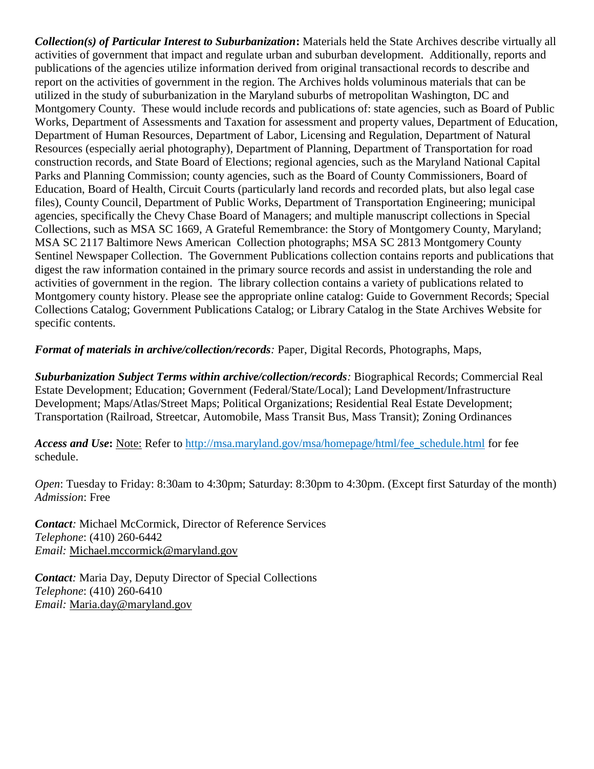***Collection(s) of Particular Interest to Suburbanization*:** Materials held the State Archives describe virtually all activities of government that impact and regulate urban and suburban development. Additionally, reports and publications of the agencies utilize information derived from original transactional records to describe and report on the activities of government in the region. The Archives holds voluminous materials that can be utilized in the study of suburbanization in the Maryland suburbs of metropolitan Washington, DC and Montgomery County. These would include records and publications of: state agencies, such as Board of Public Works, Department of Assessments and Taxation for assessment and property values, Department of Education, Department of Human Resources, Department of Labor, Licensing and Regulation, Department of Natural Resources (especially aerial photography), Department of Planning, Department of Transportation for road construction records, and State Board of Elections; regional agencies, such as the Maryland National Capital Parks and Planning Commission; county agencies, such as the Board of County Commissioners, Board of Education, Board of Health, Circuit Courts (particularly land records and recorded plats, but also legal case files), County Council, Department of Public Works, Department of Transportation Engineering; municipal agencies, specifically the Chevy Chase Board of Managers; and multiple manuscript collections in Special Collections, such as MSA SC 1669, A Grateful Remembrance: the Story of Montgomery County, Maryland; MSA SC 2117 Baltimore News American Collection photographs; MSA SC 2813 Montgomery County Sentinel Newspaper Collection. The Government Publications collection contains reports and publications that digest the raw information contained in the primary source records and assist in understanding the role and activities of government in the region. The library collection contains a variety of publications related to Montgomery county history. Please see the appropriate online catalog: Guide to Government Records; Special Collections Catalog; Government Publications Catalog; or Library Catalog in the State Archives Website for specific contents.

***Format of materials in archive/collection/records**:* Paper, Digital Records, Photographs, Maps,

***Suburbanization Subject Terms within archive/collection/records**:* Biographical Records; Commercial Real Estate Development; Education; Government (Federal/State/Local); Land Development/Infrastructure Development; Maps/Atlas/Street Maps; Political Organizations; Residential Real Estate Development; Transportation (Railroad, Streetcar, Automobile, Mass Transit Bus, Mass Transit); Zoning Ordinances

***Access and Use*:** Note: Refer to http://msa.maryland.gov/msa/homepage/html/fee_schedule.html for fee schedule.

*Open*: Tuesday to Friday: 8:30am to 4:30pm; Saturday: 8:30pm to 4:30pm. (Except first Saturday of the month)
*Admission*: Free

***Contact**:* Michael McCormick, Director of Reference Services
*Telephone*: (410) 260-6442
*Email:* Michael.mccormick@maryland.gov

***Contact**:* Maria Day, Deputy Director of Special Collections
*Telephone*: (410) 260-6410
*Email:* Maria.day@maryland.gov